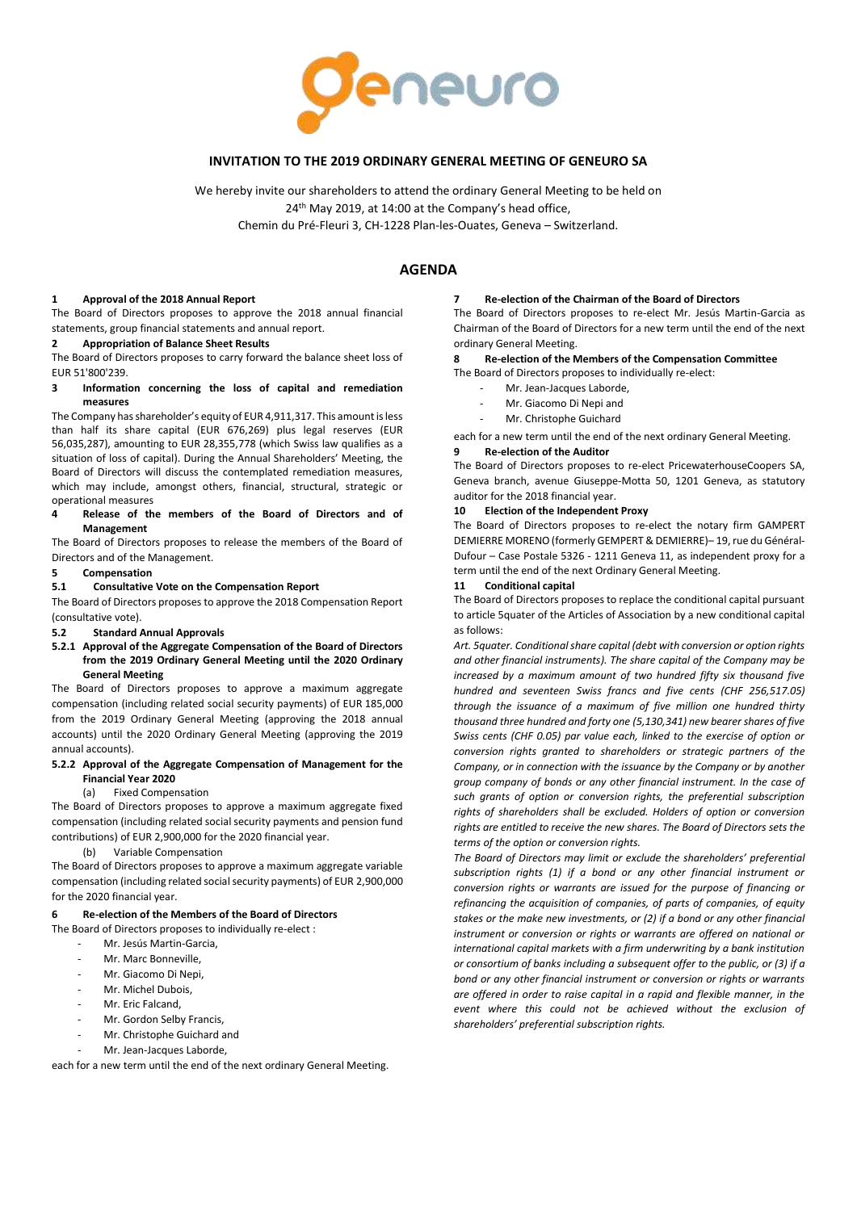# INVITATION TO THE 2019 ORDINARY GENERAL MEETING OF GENEURO SA

We hereby invite our shareholders to attend the ordinary General Meeting to be held on 24th May 2019, at 14:00 at the Company's head office, Chemin du Pré-Fleuri 3, CH-1228 Plan-les-Ouates, Geneva – Switzerland.

## AGENDA

### 1 Approval of the 2018 Annual Report

The Board of Directors proposes to approve the 2018 annual financial statements, group financial statements and annual report.

### 2 Appropriation of Balance Sheet Results

The Board of Directors proposes to carry forward the balance sheet loss of EUR 51'800'239.

### 3 Information concerning the loss of capital and remediation measures

The Company has shareholder's equity of EUR 4,911,317. This amount is less than half its share capital (EUR 676,269) plus legal reserves (EUR 56,035,287), amounting to EUR 28,355,778 (which Swiss law qualifies as a situation of loss of capital). During the Annual Shareholders' Meeting, the Board of Directors will discuss the contemplated remediation measures, which may include, amongst others, financial, structural, strategic or operational measures

### 4 Release of the members of the Board of Directors and of Management

The Board of Directors proposes to release the members of the Board of Directors and of the Management.

### 5 Compensation

#### 5.1 Consultative Vote on the Compensation Report

The Board of Directors proposes to approve the 2018 Compensation Report (consultative vote).

#### 5.2 Standard Annual Approvals

##### 5.2.1 Approval of the Aggregate Compensation of the Board of Directors from the 2019 Ordinary General Meeting until the 2020 Ordinary General Meeting

The Board of Directors proposes to approve a maximum aggregate compensation (including related social security payments) of EUR 185,000 from the 2019 Ordinary General Meeting (approving the 2018 annual accounts) until the 2020 Ordinary General Meeting (approving the 2019 annual accounts).

##### 5.2.2 Approval of the Aggregate Compensation of Management for the Financial Year 2020

(a) Fixed Compensation

The Board of Directors proposes to approve a maximum aggregate fixed compensation (including related social security payments and pension fund contributions) of EUR 2,900,000 for the 2020 financial year.

(b) Variable Compensation

The Board of Directors proposes to approve a maximum aggregate variable compensation (including related social security payments) of EUR 2,900,000 for the 2020 financial year.

### 6 Re-election of the Members of the Board of Directors

The Board of Directors proposes to individually re-elect :

- Mr. Jesús Martin-Garcia,
- Mr. Marc Bonneville,
- Mr. Giacomo Di Nepi,
- Mr. Michel Dubois,
- Mr. Eric Falcand,
- Mr. Gordon Selby Francis,
- Mr. Christophe Guichard and
- Mr. Jean-Jacques Laborde,

each for a new term until the end of the next ordinary General Meeting.

### 7 Re-election of the Chairman of the Board of Directors

The Board of Directors proposes to re-elect Mr. Jesús Martin-Garcia as Chairman of the Board of Directors for a new term until the end of the next ordinary General Meeting.

### 8 Re-election of the Members of the Compensation Committee

The Board of Directors proposes to individually re-elect:

- Mr. Jean-Jacques Laborde,
- Mr. Giacomo Di Nepi and
- Mr. Christophe Guichard

each for a new term until the end of the next ordinary General Meeting.

### 9 Re-election of the Auditor

The Board of Directors proposes to re-elect PricewaterhouseCoopers SA, Geneva branch, avenue Giuseppe-Motta 50, 1201 Geneva, as statutory auditor for the 2018 financial year.

### 10 Election of the Independent Proxy

The Board of Directors proposes to re-elect the notary firm GAMPERT DEMIERRE MORENO (formerly GEMPERT & DEMIERRE)– 19, rue du Général-Dufour – Case Postale 5326 - 1211 Geneva 11, as independent proxy for a term until the end of the next Ordinary General Meeting.

### 11 Conditional capital

The Board of Directors proposes to replace the conditional capital pursuant to article 5quater of the Articles of Association by a new conditional capital as follows:

*Art. 5quater. Conditional share capital (debt with conversion or option rights and other financial instruments). The share capital of the Company may be increased by a maximum amount of two hundred fifty six thousand five hundred and seventeen Swiss francs and five cents (CHF 256,517.05) through the issuance of a maximum of five million one hundred thirty thousand three hundred and forty one (5,130,341) new bearer shares of five Swiss cents (CHF 0.05) par value each, linked to the exercise of option or conversion rights granted to shareholders or strategic partners of the Company, or in connection with the issuance by the Company or by another group company of bonds or any other financial instrument. In the case of such grants of option or conversion rights, the preferential subscription rights of shareholders shall be excluded. Holders of option or conversion rights are entitled to receive the new shares. The Board of Directors sets the terms of the option or conversion rights.*

*The Board of Directors may limit or exclude the shareholders' preferential subscription rights (1) if a bond or any other financial instrument or conversion rights or warrants are issued for the purpose of financing or refinancing the acquisition of companies, of parts of companies, of equity stakes or the make new investments, or (2) if a bond or any other financial instrument or conversion or rights or warrants are offered on national or international capital markets with a firm underwriting by a bank institution or consortium of banks including a subsequent offer to the public, or (3) if a bond or any other financial instrument or conversion or rights or warrants are offered in order to raise capital in a rapid and flexible manner, in the event where this could not be achieved without the exclusion of shareholders' preferential subscription rights.*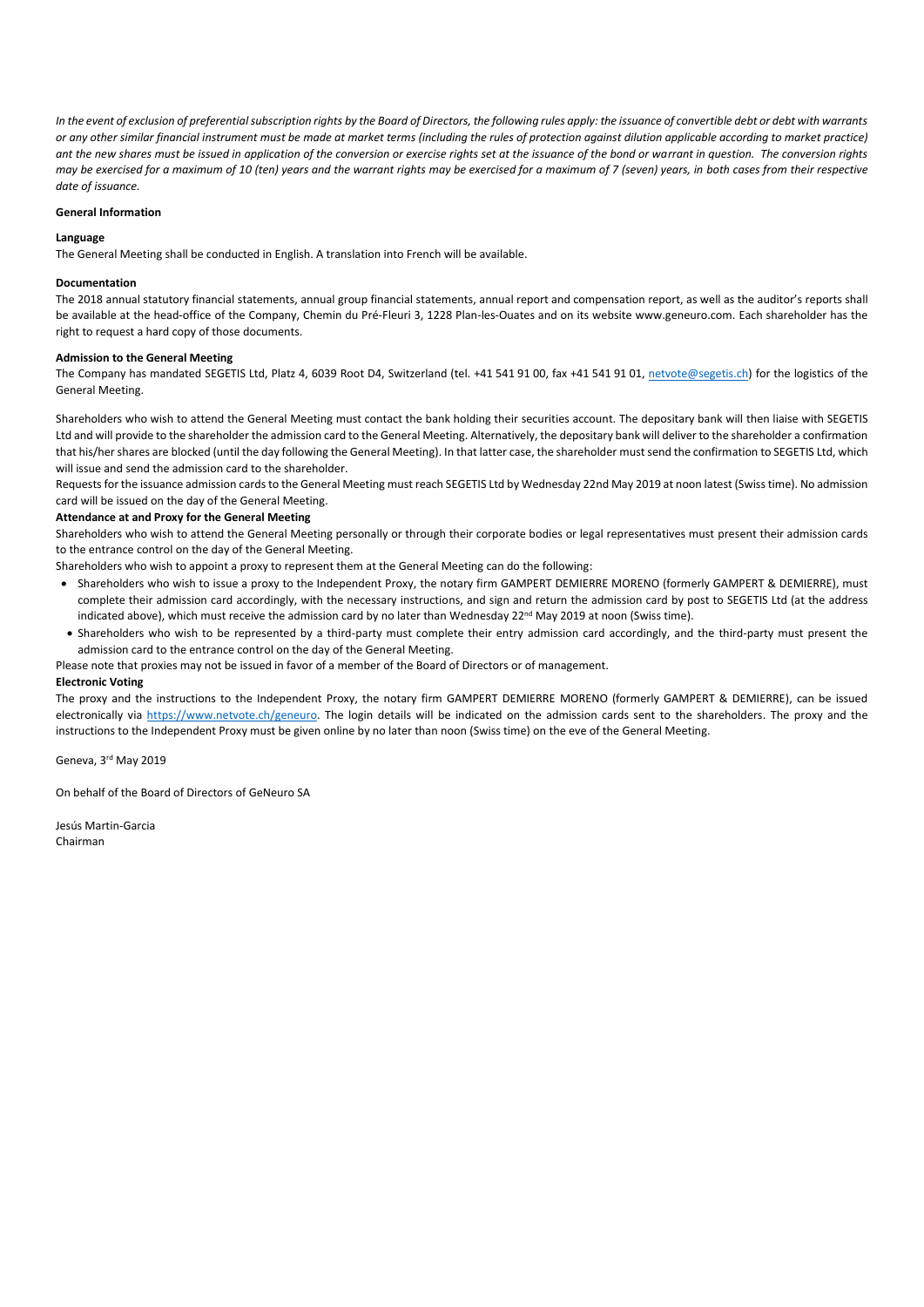*In the event of exclusion of preferential subscription rights by the Board of Directors, the following rules apply: the issuance of convertible debt or debt with warrants or any other similar financial instrument must be made at market terms (including the rules of protection against dilution applicable according to market practice) ant the new shares must be issued in application of the conversion or exercise rights set at the issuance of the bond or warrant in question. The conversion rights may be exercised for a maximum of 10 (ten) years and the warrant rights may be exercised for a maximum of 7 (seven) years, in both cases from their respective date of issuance.*

**General Information**

**Language**

The General Meeting shall be conducted in English. A translation into French will be available.

**Documentation**

The 2018 annual statutory financial statements, annual group financial statements, annual report and compensation report, as well as the auditor's reports shall be available at the head-office of the Company, Chemin du Pré-Fleuri 3, 1228 Plan-les-Ouates and on its website www.geneuro.com. Each shareholder has the right to request a hard copy of those documents.

**Admission to the General Meeting**

The Company has mandated SEGETIS Ltd, Platz 4, 6039 Root D4, Switzerland (tel. +41 541 91 00, fax +41 541 91 01, netvote@segetis.ch) for the logistics of the General Meeting.

Shareholders who wish to attend the General Meeting must contact the bank holding their securities account. The depositary bank will then liaise with SEGETIS Ltd and will provide to the shareholder the admission card to the General Meeting. Alternatively, the depositary bank will deliver to the shareholder a confirmation that his/her shares are blocked (until the day following the General Meeting). In that latter case, the shareholder must send the confirmation to SEGETIS Ltd, which will issue and send the admission card to the shareholder.

Requests for the issuance admission cards to the General Meeting must reach SEGETIS Ltd by Wednesday 22nd May 2019 at noon latest (Swiss time). No admission card will be issued on the day of the General Meeting.

**Attendance at and Proxy for the General Meeting**

Shareholders who wish to attend the General Meeting personally or through their corporate bodies or legal representatives must present their admission cards to the entrance control on the day of the General Meeting.

Shareholders who wish to appoint a proxy to represent them at the General Meeting can do the following:

- Shareholders who wish to issue a proxy to the Independent Proxy, the notary firm GAMPERT DEMIERRE MORENO (formerly GAMPERT & DEMIERRE), must complete their admission card accordingly, with the necessary instructions, and sign and return the admission card by post to SEGETIS Ltd (at the address indicated above), which must receive the admission card by no later than Wednesday 22nd May 2019 at noon (Swiss time).
- Shareholders who wish to be represented by a third-party must complete their entry admission card accordingly, and the third-party must present the admission card to the entrance control on the day of the General Meeting.

Please note that proxies may not be issued in favor of a member of the Board of Directors or of management.

**Electronic Voting**

The proxy and the instructions to the Independent Proxy, the notary firm GAMPERT DEMIERRE MORENO (formerly GAMPERT & DEMIERRE), can be issued electronically via https://www.netvote.ch/geneuro. The login details will be indicated on the admission cards sent to the shareholders. The proxy and the instructions to the Independent Proxy must be given online by no later than noon (Swiss time) on the eve of the General Meeting.

Geneva, 3rd May 2019

On behalf of the Board of Directors of GeNeuro SA

Jesús Martin-Garcia
Chairman